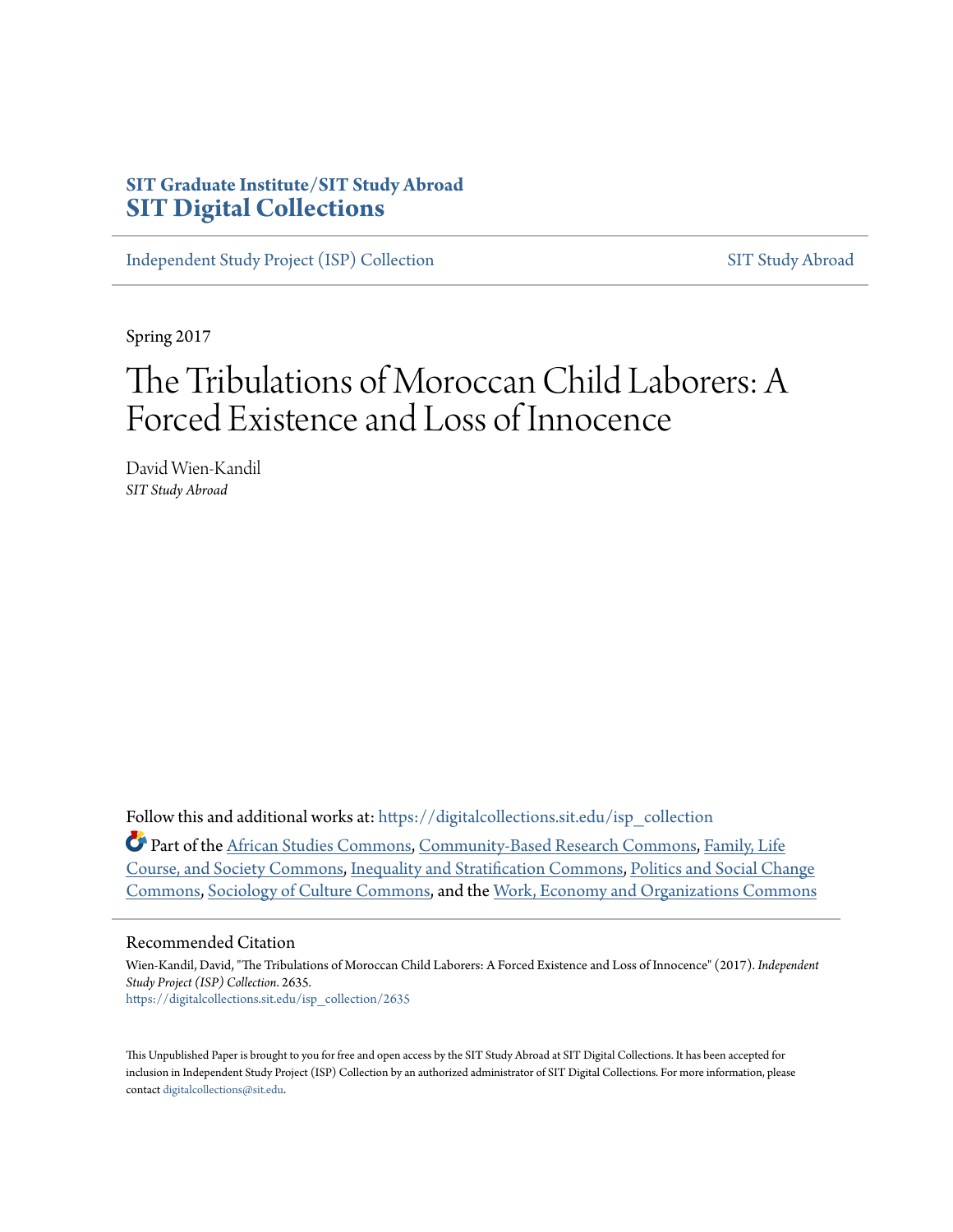**SIT Graduate Institute/SIT Study Abroad**
**SIT Digital Collections**

Independent Study Project (ISP) Collection | SIT Study Abroad

---

Spring 2017

# The Tribulations of Moroccan Child Laborers: A Forced Existence and Loss of Innocence

David Wien-Kandil
*SIT Study Abroad*

Follow this and additional works at: https://digitalcollections.sit.edu/isp_collection

Part of the African Studies Commons, Community-Based Research Commons, Family, Life Course, and Society Commons, Inequality and Stratification Commons, Politics and Social Change Commons, Sociology of Culture Commons, and the Work, Economy and Organizations Commons

## Recommended Citation

Wien-Kandil, David, "The Tribulations of Moroccan Child Laborers: A Forced Existence and Loss of Innocence" (2017). *Independent Study Project (ISP) Collection*. 2635.
https://digitalcollections.sit.edu/isp_collection/2635

This Unpublished Paper is brought to you for free and open access by the SIT Study Abroad at SIT Digital Collections. It has been accepted for inclusion in Independent Study Project (ISP) Collection by an authorized administrator of SIT Digital Collections. For more information, please contact digitalcollections@sit.edu.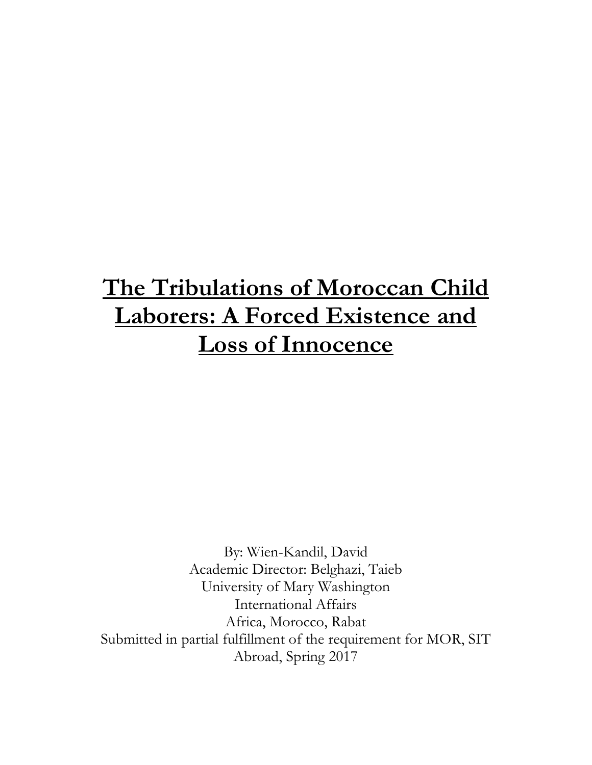# The Tribulations of Moroccan Child Laborers: A Forced Existence and Loss of Innocence

By: Wien-Kandil, David
Academic Director: Belghazi, Taieb
University of Mary Washington
International Affairs
Africa, Morocco, Rabat
Submitted in partial fulfillment of the requirement for MOR, SIT Abroad, Spring 2017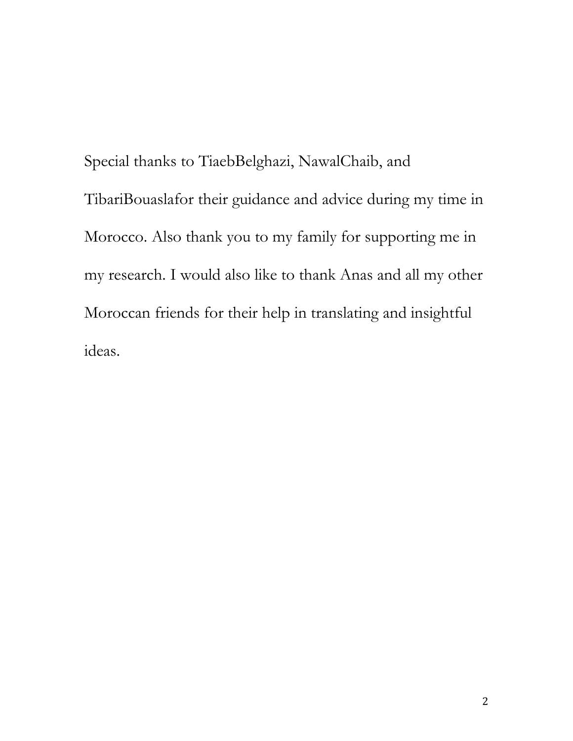Special thanks to TiaebBelghazi, NawalChaib, and TibariBouaslafor their guidance and advice during my time in Morocco. Also thank you to my family for supporting me in my research. I would also like to thank Anas and all my other Moroccan friends for their help in translating and insightful ideas.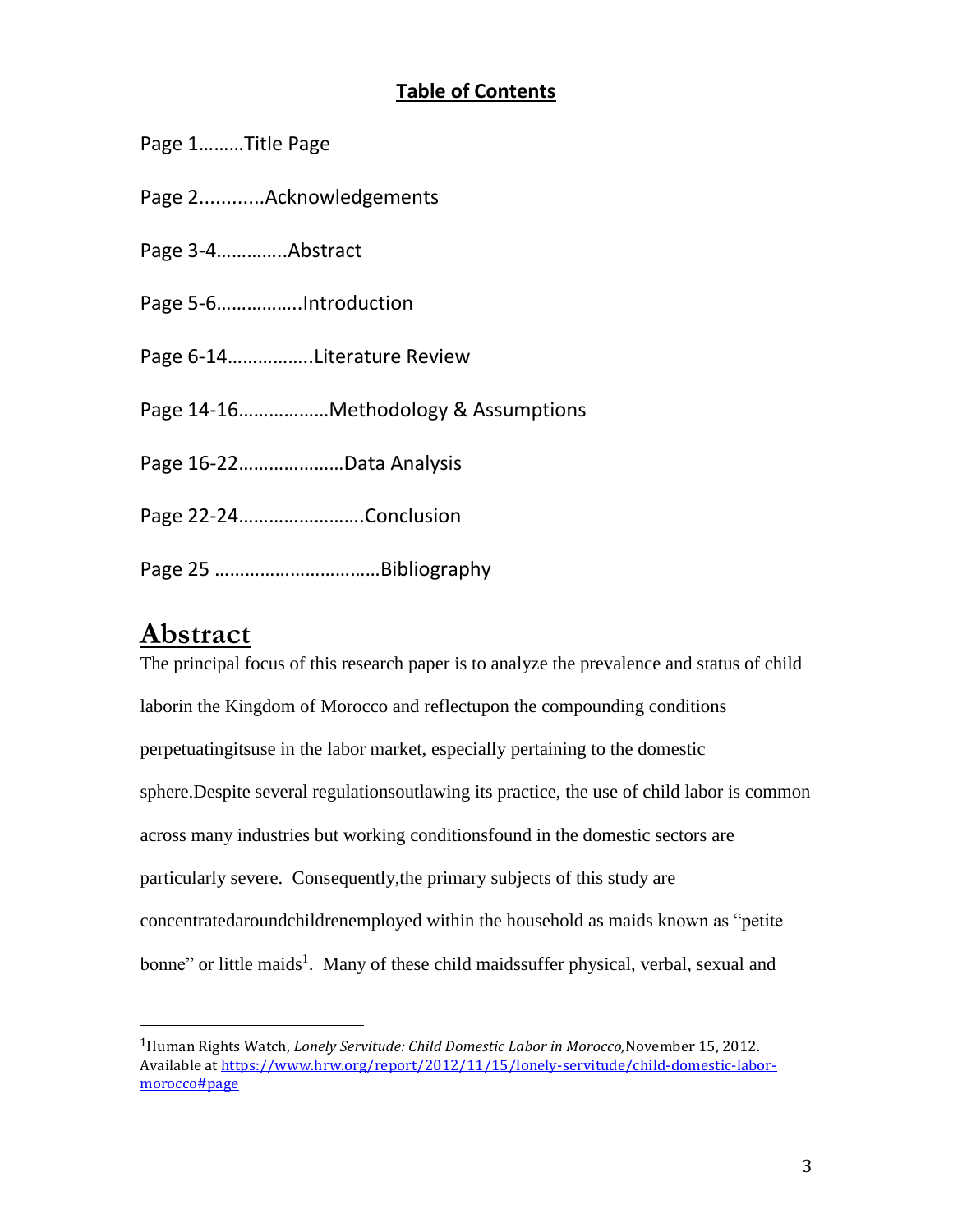## Table of Contents

Page 1………Title Page

Page 2............Acknowledgements

Page 3-4…………..Abstract

Page 5-6……………..Introduction

Page 6-14……………..Literature Review

Page 14-16………………Methodology & Assumptions

Page 16-22…………………Data Analysis

Page 22-24…………………….Conclusion

Page 25 ……………………………Bibliography

# Abstract

The principal focus of this research paper is to analyze the prevalence and status of child laborin the Kingdom of Morocco and reflectupon the compounding conditions perpetuatingitsuse in the labor market, especially pertaining to the domestic sphere.Despite several regulationsoutlawing its practice, the use of child labor is common across many industries but working conditionsfound in the domestic sectors are particularly severe. Consequently,the primary subjects of this study are concentratedaroundchildrenemployed within the household as maids known as "petite bonne" or little maids[1]. Many of these child maidssuffer physical, verbal, sexual and

[1]Human Rights Watch, *Lonely Servitude: Child Domestic Labor in Morocco,*November 15, 2012. Available at https://www.hrw.org/report/2012/11/15/lonely-servitude/child-domestic-labor-morocco#page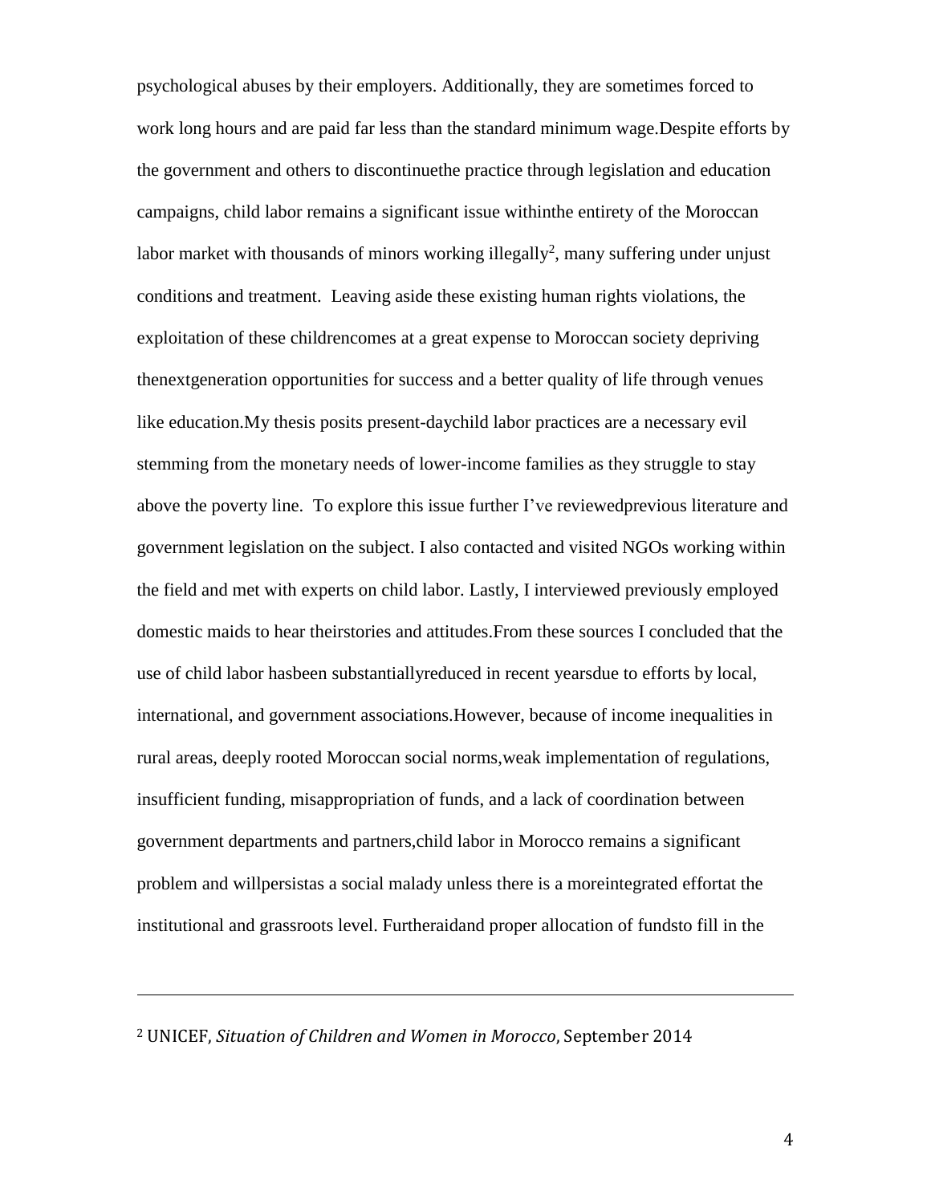psychological abuses by their employers. Additionally, they are sometimes forced to work long hours and are paid far less than the standard minimum wage.Despite efforts by the government and others to discontinuethe practice through legislation and education campaigns, child labor remains a significant issue withinthe entirety of the Moroccan labor market with thousands of minors working illegally[2], many suffering under unjust conditions and treatment. Leaving aside these existing human rights violations, the exploitation of these childrencomes at a great expense to Moroccan society depriving thenextgeneration opportunities for success and a better quality of life through venues like education.My thesis posits present-daychild labor practices are a necessary evil stemming from the monetary needs of lower-income families as they struggle to stay above the poverty line. To explore this issue further I've reviewedprevious literature and government legislation on the subject. I also contacted and visited NGOs working within the field and met with experts on child labor. Lastly, I interviewed previously employed domestic maids to hear theirstories and attitudes.From these sources I concluded that the use of child labor hasbeen substantiallyreduced in recent yearsdue to efforts by local, international, and government associations.However, because of income inequalities in rural areas, deeply rooted Moroccan social norms,weak implementation of regulations, insufficient funding, misappropriation of funds, and a lack of coordination between government departments and partners,child labor in Morocco remains a significant problem and willpersistas a social malady unless there is a moreintegrated effortat the institutional and grassroots level. Furtheraidand proper allocation of fundsto fill in the

---

[2] UNICEF, *Situation of Children and Women in Morocco,* September 2014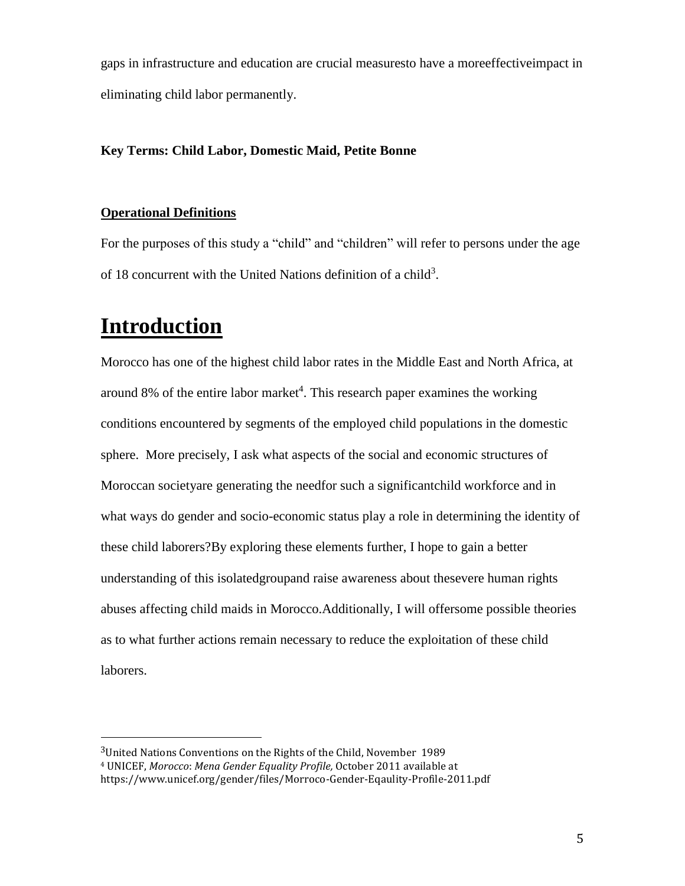gaps in infrastructure and education are crucial measuresto have a moreeffectiveimpact in eliminating child labor permanently.

**Key Terms: Child Labor, Domestic Maid, Petite Bonne**

**Operational Definitions**

For the purposes of this study a "child" and "children" will refer to persons under the age of 18 concurrent with the United Nations definition of a child[3].

# Introduction

Morocco has one of the highest child labor rates in the Middle East and North Africa, at around 8% of the entire labor market[4]. This research paper examines the working conditions encountered by segments of the employed child populations in the domestic sphere. More precisely, I ask what aspects of the social and economic structures of Moroccan societyare generating the needfor such a significantchild workforce and in what ways do gender and socio-economic status play a role in determining the identity of these child laborers?By exploring these elements further, I hope to gain a better understanding of this isolatedgroupand raise awareness about thesevere human rights abuses affecting child maids in Morocco.Additionally, I will offersome possible theories as to what further actions remain necessary to reduce the exploitation of these child laborers.

---

[3]United Nations Conventions on the Rights of the Child, November 1989

[4] UNICEF, *Morocco*: *Mena Gender Equality Profile,* October 2011 available at https://www.unicef.org/gender/files/Morroco-Gender-Eqaulity-Profile-2011.pdf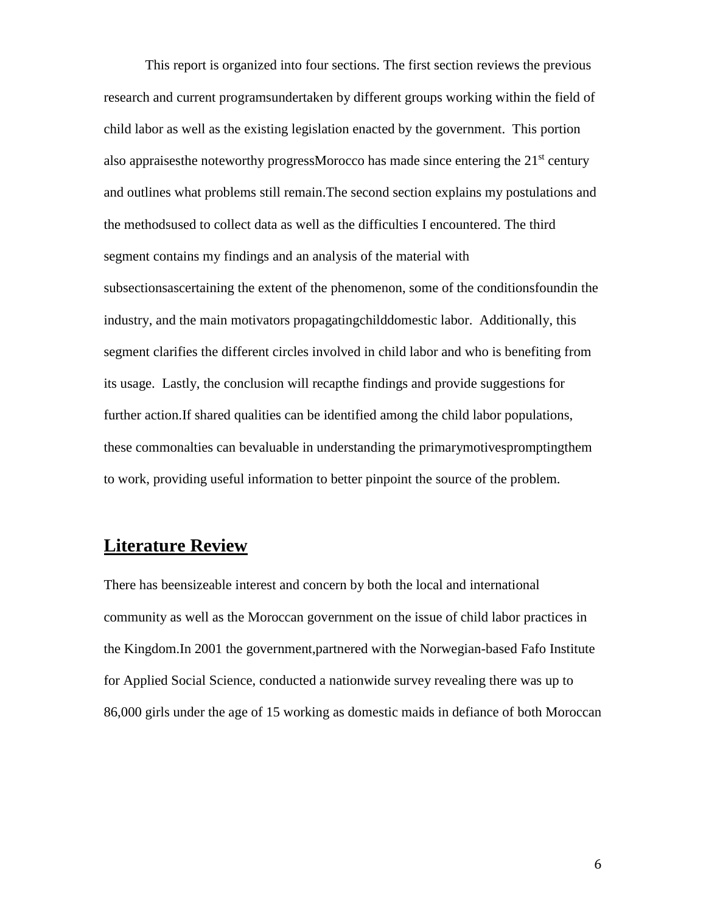This report is organized into four sections. The first section reviews the previous research and current programsundertaken by different groups working within the field of child labor as well as the existing legislation enacted by the government. This portion also appraisesthe noteworthy progressMorocco has made since entering the 21st century and outlines what problems still remain.The second section explains my postulations and the methodsused to collect data as well as the difficulties I encountered. The third segment contains my findings and an analysis of the material with subsectionsascertaining the extent of the phenomenon, some of the conditionsfoundin the industry, and the main motivators propagatingchilddomestic labor. Additionally, this segment clarifies the different circles involved in child labor and who is benefiting from its usage. Lastly, the conclusion will recapthe findings and provide suggestions for further action.If shared qualities can be identified among the child labor populations, these commonalties can bevaluable in understanding the primarymotivespromptingthem to work, providing useful information to better pinpoint the source of the problem.

## Literature Review

There has beensizeable interest and concern by both the local and international community as well as the Moroccan government on the issue of child labor practices in the Kingdom.In 2001 the government,partnered with the Norwegian-based Fafo Institute for Applied Social Science, conducted a nationwide survey revealing there was up to 86,000 girls under the age of 15 working as domestic maids in defiance of both Moroccan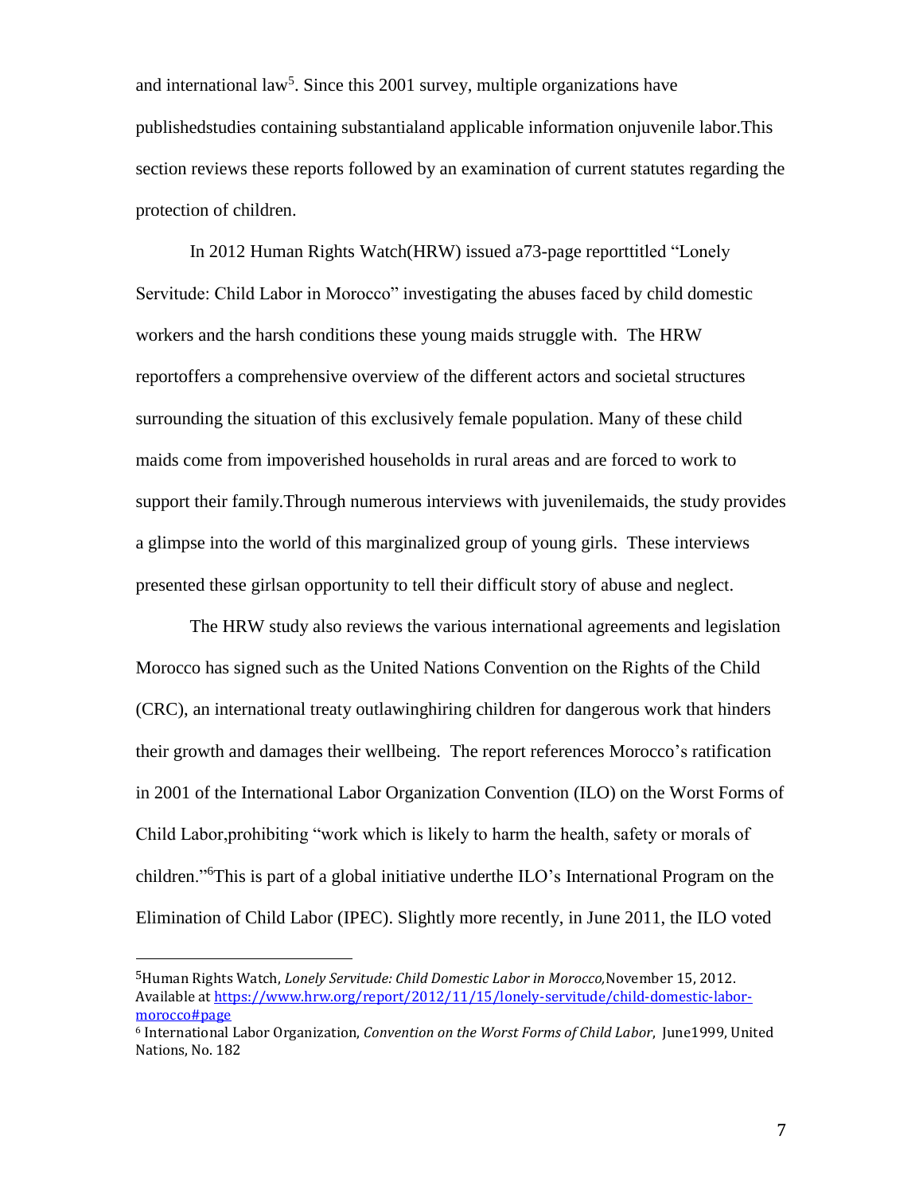and international law[5]. Since this 2001 survey, multiple organizations have publishedstudies containing substantialand applicable information onjuvenile labor.This section reviews these reports followed by an examination of current statutes regarding the protection of children.

In 2012 Human Rights Watch(HRW) issued a73-page reporttitled "Lonely Servitude: Child Labor in Morocco" investigating the abuses faced by child domestic workers and the harsh conditions these young maids struggle with. The HRW reportoffers a comprehensive overview of the different actors and societal structures surrounding the situation of this exclusively female population. Many of these child maids come from impoverished households in rural areas and are forced to work to support their family.Through numerous interviews with juvenilemaids, the study provides a glimpse into the world of this marginalized group of young girls. These interviews presented these girlsan opportunity to tell their difficult story of abuse and neglect.

The HRW study also reviews the various international agreements and legislation Morocco has signed such as the United Nations Convention on the Rights of the Child (CRC), an international treaty outlawinghiring children for dangerous work that hinders their growth and damages their wellbeing. The report references Morocco's ratification in 2001 of the International Labor Organization Convention (ILO) on the Worst Forms of Child Labor,prohibiting "work which is likely to harm the health, safety or morals of children."[6]This is part of a global initiative underthe ILO's International Program on the Elimination of Child Labor (IPEC). Slightly more recently, in June 2011, the ILO voted

---

[5]Human Rights Watch, *Lonely Servitude: Child Domestic Labor in Morocco,*November 15, 2012. Available at https://www.hrw.org/report/2012/11/15/lonely-servitude/child-domestic-labor-morocco#page

[6] International Labor Organization, *Convention on the Worst Forms of Child Labor*, June1999, United Nations, No. 182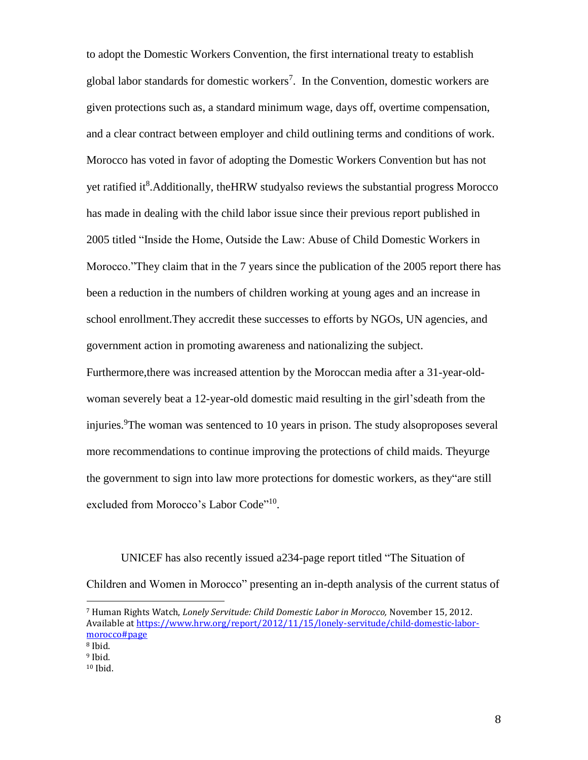to adopt the Domestic Workers Convention, the first international treaty to establish global labor standards for domestic workers[7]. In the Convention, domestic workers are given protections such as, a standard minimum wage, days off, overtime compensation, and a clear contract between employer and child outlining terms and conditions of work. Morocco has voted in favor of adopting the Domestic Workers Convention but has not yet ratified it[8].Additionally, theHRW studyalso reviews the substantial progress Morocco has made in dealing with the child labor issue since their previous report published in 2005 titled "Inside the Home, Outside the Law: Abuse of Child Domestic Workers in Morocco."They claim that in the 7 years since the publication of the 2005 report there has been a reduction in the numbers of children working at young ages and an increase in school enrollment.They accredit these successes to efforts by NGOs, UN agencies, and government action in promoting awareness and nationalizing the subject. Furthermore,there was increased attention by the Moroccan media after a 31-year-old-woman severely beat a 12-year-old domestic maid resulting in the girl'sdeath from the injuries.[9]The woman was sentenced to 10 years in prison. The study alsoproposes several more recommendations to continue improving the protections of child maids. Theyurge the government to sign into law more protections for domestic workers, as they"are still excluded from Morocco's Labor Code"[10].

UNICEF has also recently issued a234-page report titled "The Situation of Children and Women in Morocco" presenting an in-depth analysis of the current status of

---

[7] Human Rights Watch, *Lonely Servitude: Child Domestic Labor in Morocco,* November 15, 2012. Available at https://www.hrw.org/report/2012/11/15/lonely-servitude/child-domestic-labor-morocco#page

[8] Ibid.

[9] Ibid.

[10] Ibid.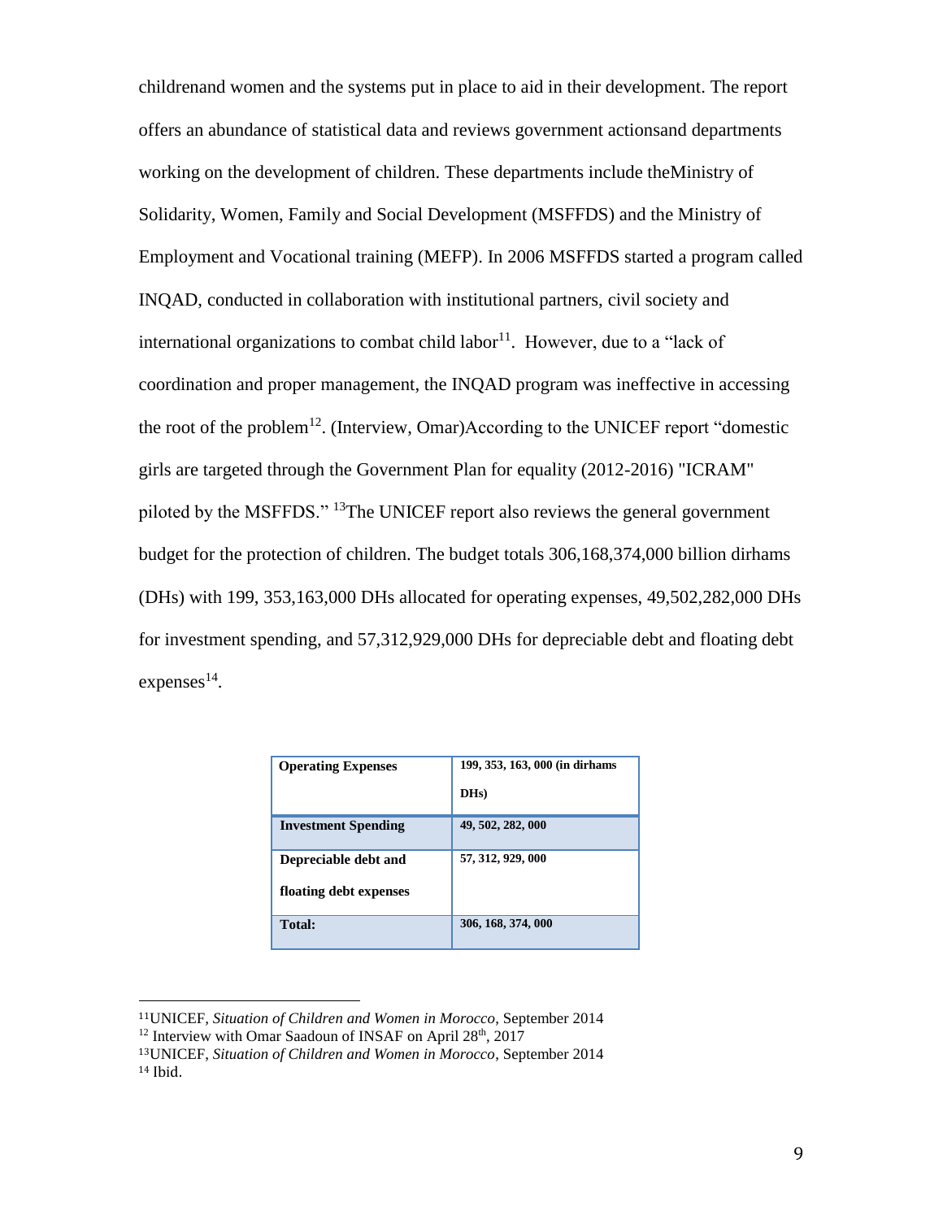childrenand women and the systems put in place to aid in their development. The report offers an abundance of statistical data and reviews government actionsand departments working on the development of children. These departments include theMinistry of Solidarity, Women, Family and Social Development (MSFFDS) and the Ministry of Employment and Vocational training (MEFP). In 2006 MSFFDS started a program called INQAD, conducted in collaboration with institutional partners, civil society and international organizations to combat child labor[11]. However, due to a "lack of coordination and proper management, the INQAD program was ineffective in accessing the root of the problem[12]. (Interview, Omar)According to the UNICEF report "domestic girls are targeted through the Government Plan for equality (2012-2016) "ICRAM" piloted by the MSFFDS." [13]The UNICEF report also reviews the general government budget for the protection of children. The budget totals 306,168,374,000 billion dirhams (DHs) with 199, 353,163,000 DHs allocated for operating expenses, 49,502,282,000 DHs for investment spending, and 57,312,929,000 DHs for depreciable debt and floating debt expenses[14].

| **Operating Expenses** | **199, 353, 163, 000 (in dirhams DHs)** |
|---|---|
| **Investment Spending** | **49, 502, 282, 000** |
| **Depreciable debt and floating debt expenses** | **57, 312, 929, 000** |
| **Total:** | **306, 168, 374, 000** |

---

[11]UNICEF, *Situation of Children and Women in Morocco*, September 2014
[12] Interview with Omar Saadoun of INSAF on April 28th, 2017
[13]UNICEF, *Situation of Children and Women in Morocco*, September 2014
[14] Ibid.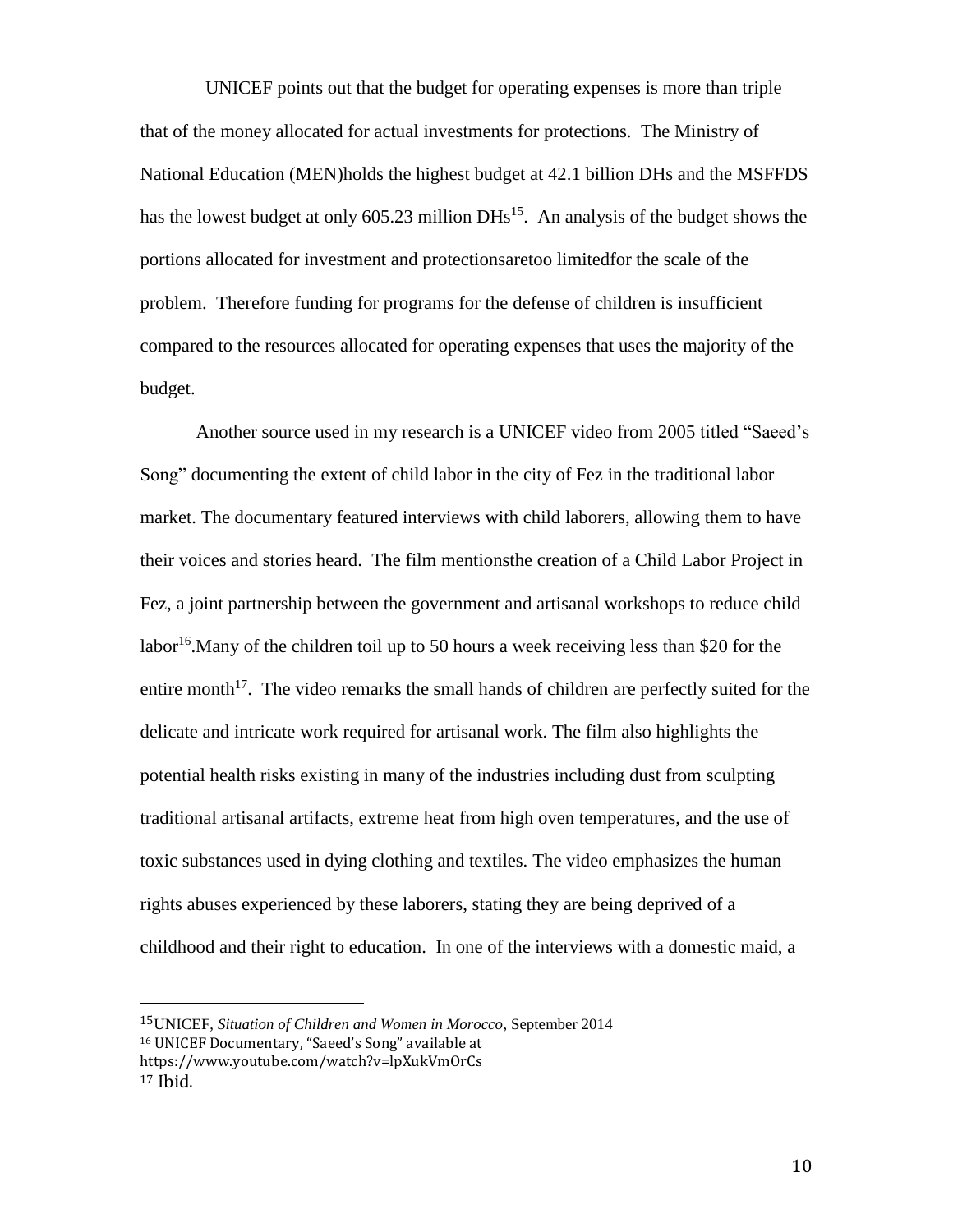UNICEF points out that the budget for operating expenses is more than triple that of the money allocated for actual investments for protections. The Ministry of National Education (MEN)holds the highest budget at 42.1 billion DHs and the MSFFDS has the lowest budget at only 605.23 million DHs[15]. An analysis of the budget shows the portions allocated for investment and protectionsaretoo limitedfor the scale of the problem. Therefore funding for programs for the defense of children is insufficient compared to the resources allocated for operating expenses that uses the majority of the budget.

Another source used in my research is a UNICEF video from 2005 titled "Saeed's Song" documenting the extent of child labor in the city of Fez in the traditional labor market. The documentary featured interviews with child laborers, allowing them to have their voices and stories heard. The film mentionsthe creation of a Child Labor Project in Fez, a joint partnership between the government and artisanal workshops to reduce child labor[16].Many of the children toil up to 50 hours a week receiving less than $20 for the entire month[17]. The video remarks the small hands of children are perfectly suited for the delicate and intricate work required for artisanal work. The film also highlights the potential health risks existing in many of the industries including dust from sculpting traditional artisanal artifacts, extreme heat from high oven temperatures, and the use of toxic substances used in dying clothing and textiles. The video emphasizes the human rights abuses experienced by these laborers, stating they are being deprived of a childhood and their right to education. In one of the interviews with a domestic maid, a

---

[15] UNICEF, *Situation of Children and Women in Morocco*, September 2014

[16] UNICEF Documentary, "Saeed's Song" available at https://www.youtube.com/watch?v=lpXukVmOrCs

[17] Ibid.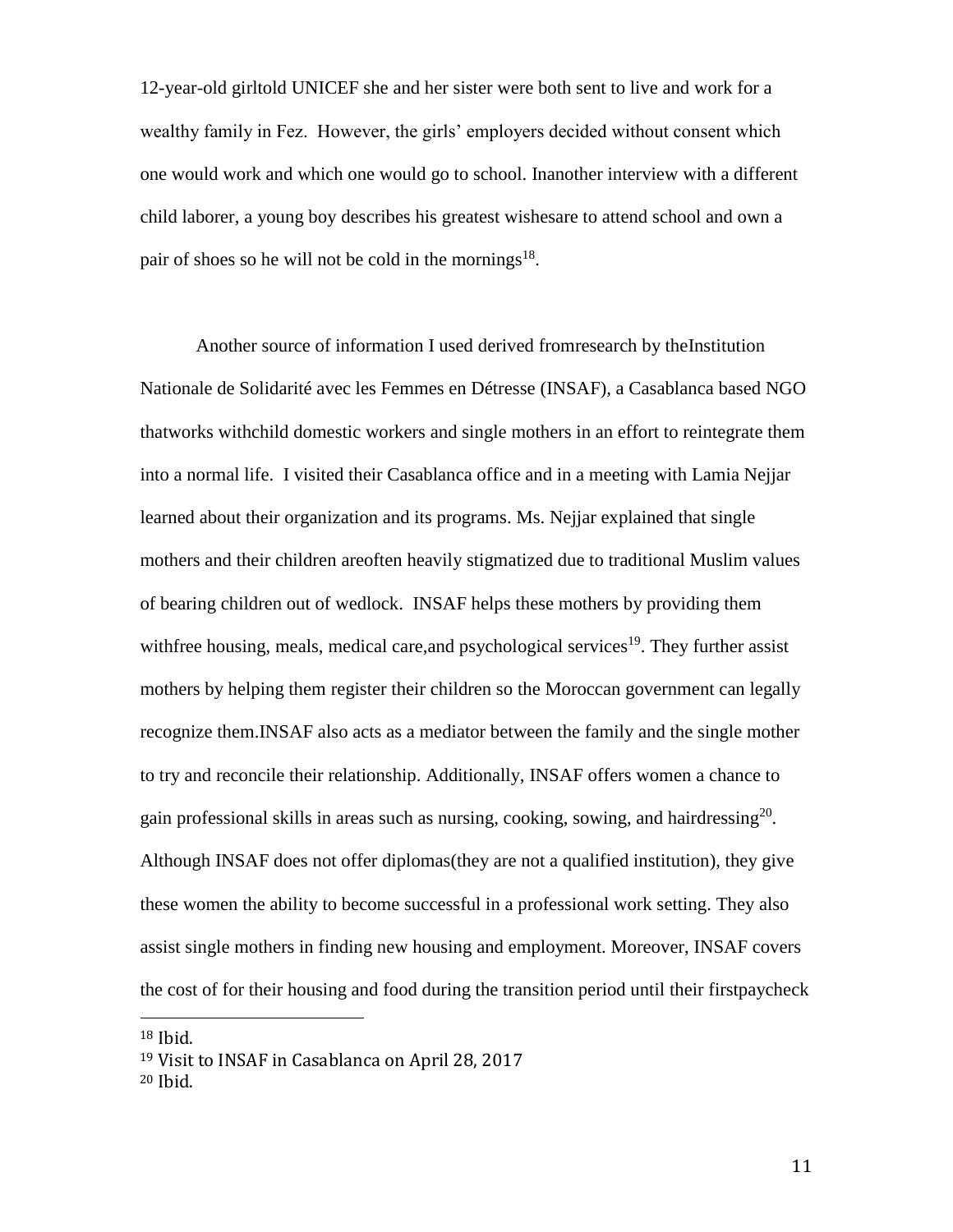12-year-old girltold UNICEF she and her sister were both sent to live and work for a wealthy family in Fez. However, the girls' employers decided without consent which one would work and which one would go to school. Inanother interview with a different child laborer, a young boy describes his greatest wishesare to attend school and own a pair of shoes so he will not be cold in the mornings[18].

Another source of information I used derived fromresearch by theInstitution Nationale de Solidarité avec les Femmes en Détresse (INSAF), a Casablanca based NGO thatworks withchild domestic workers and single mothers in an effort to reintegrate them into a normal life. I visited their Casablanca office and in a meeting with Lamia Nejjar learned about their organization and its programs. Ms. Nejjar explained that single mothers and their children areoften heavily stigmatized due to traditional Muslim values of bearing children out of wedlock. INSAF helps these mothers by providing them withfree housing, meals, medical care,and psychological services[19]. They further assist mothers by helping them register their children so the Moroccan government can legally recognize them.INSAF also acts as a mediator between the family and the single mother to try and reconcile their relationship. Additionally, INSAF offers women a chance to gain professional skills in areas such as nursing, cooking, sowing, and hairdressing[20]. Although INSAF does not offer diplomas(they are not a qualified institution), they give these women the ability to become successful in a professional work setting. They also assist single mothers in finding new housing and employment. Moreover, INSAF covers the cost of for their housing and food during the transition period until their firstpaycheck

[18] Ibid.

[19] Visit to INSAF in Casablanca on April 28, 2017

[20] Ibid.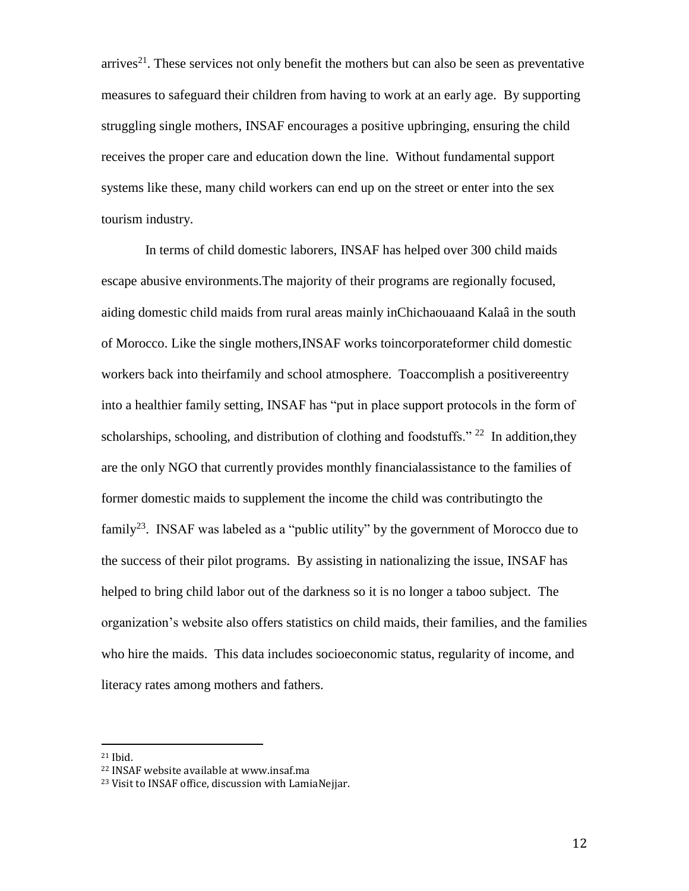arrives[21]. These services not only benefit the mothers but can also be seen as preventative measures to safeguard their children from having to work at an early age. By supporting struggling single mothers, INSAF encourages a positive upbringing, ensuring the child receives the proper care and education down the line. Without fundamental support systems like these, many child workers can end up on the street or enter into the sex tourism industry.

In terms of child domestic laborers, INSAF has helped over 300 child maids escape abusive environments.The majority of their programs are regionally focused, aiding domestic child maids from rural areas mainly inChichaouaand Kalaâ in the south of Morocco. Like the single mothers,INSAF works toincorporateformer child domestic workers back into theirfamily and school atmosphere. Toaccomplish a positivereentry into a healthier family setting, INSAF has "put in place support protocols in the form of scholarships, schooling, and distribution of clothing and foodstuffs." [22] In addition,they are the only NGO that currently provides monthly financialassistance to the families of former domestic maids to supplement the income the child was contributingto the family[23]. INSAF was labeled as a "public utility" by the government of Morocco due to the success of their pilot programs. By assisting in nationalizing the issue, INSAF has helped to bring child labor out of the darkness so it is no longer a taboo subject. The organization's website also offers statistics on child maids, their families, and the families who hire the maids. This data includes socioeconomic status, regularity of income, and literacy rates among mothers and fathers.

---

[21] Ibid.

[22] INSAF website available at www.insaf.ma

[23] Visit to INSAF office, discussion with LamiaNejjar.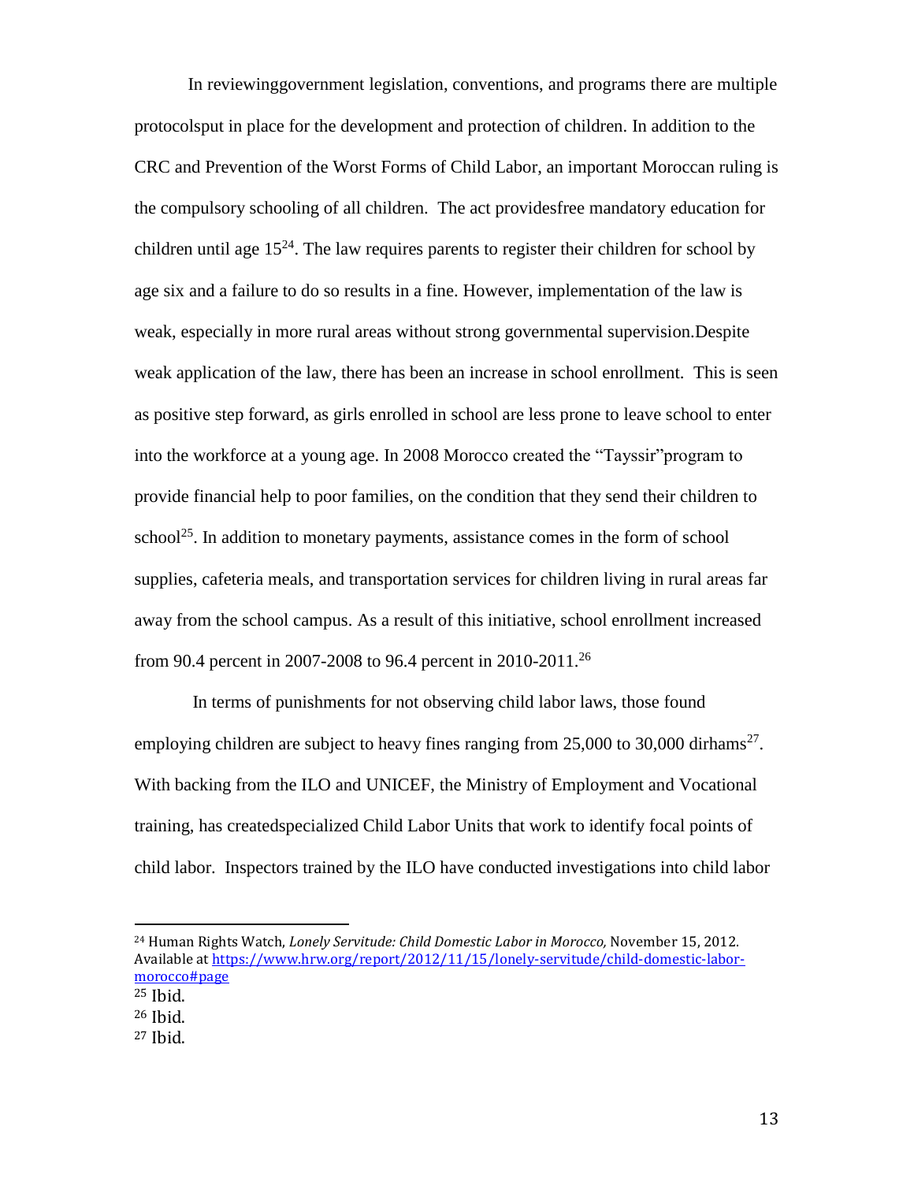In reviewinggovernment legislation, conventions, and programs there are multiple protocolsput in place for the development and protection of children. In addition to the CRC and Prevention of the Worst Forms of Child Labor, an important Moroccan ruling is the compulsory schooling of all children. The act providesfree mandatory education for children until age 15[24]. The law requires parents to register their children for school by age six and a failure to do so results in a fine. However, implementation of the law is weak, especially in more rural areas without strong governmental supervision.Despite weak application of the law, there has been an increase in school enrollment. This is seen as positive step forward, as girls enrolled in school are less prone to leave school to enter into the workforce at a young age. In 2008 Morocco created the "Tayssir"program to provide financial help to poor families, on the condition that they send their children to school[25]. In addition to monetary payments, assistance comes in the form of school supplies, cafeteria meals, and transportation services for children living in rural areas far away from the school campus. As a result of this initiative, school enrollment increased from 90.4 percent in 2007-2008 to 96.4 percent in 2010-2011.[26]

In terms of punishments for not observing child labor laws, those found employing children are subject to heavy fines ranging from 25,000 to 30,000 dirhams[27]. With backing from the ILO and UNICEF, the Ministry of Employment and Vocational training, has createdspecialized Child Labor Units that work to identify focal points of child labor. Inspectors trained by the ILO have conducted investigations into child labor

---

[24] Human Rights Watch, *Lonely Servitude: Child Domestic Labor in Morocco,* November 15, 2012. Available at https://www.hrw.org/report/2012/11/15/lonely-servitude/child-domestic-labor-morocco#page

[25] Ibid.

[26] Ibid.

[27] Ibid.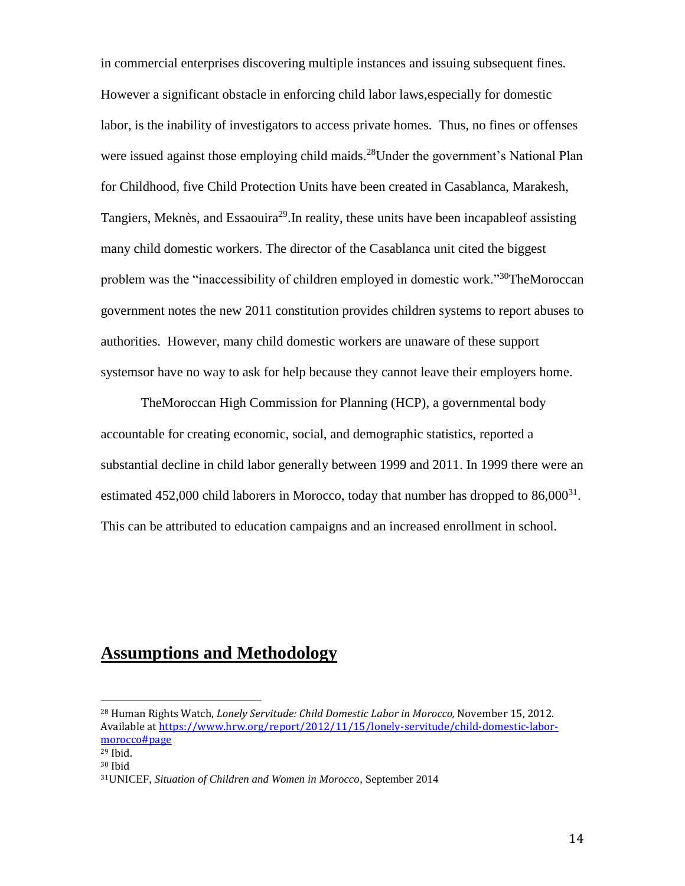in commercial enterprises discovering multiple instances and issuing subsequent fines. However a significant obstacle in enforcing child labor laws,especially for domestic labor, is the inability of investigators to access private homes. Thus, no fines or offenses were issued against those employing child maids.[28]Under the government's National Plan for Childhood, five Child Protection Units have been created in Casablanca, Marakesh, Tangiers, Meknès, and Essaouira[29].In reality, these units have been incapableof assisting many child domestic workers. The director of the Casablanca unit cited the biggest problem was the "inaccessibility of children employed in domestic work."[30]TheMoroccan government notes the new 2011 constitution provides children systems to report abuses to authorities. However, many child domestic workers are unaware of these support systemsor have no way to ask for help because they cannot leave their employers home.

TheMoroccan High Commission for Planning (HCP), a governmental body accountable for creating economic, social, and demographic statistics, reported a substantial decline in child labor generally between 1999 and 2011. In 1999 there were an estimated 452,000 child laborers in Morocco, today that number has dropped to 86,000[31]. This can be attributed to education campaigns and an increased enrollment in school.

## Assumptions and Methodology

---

[28] Human Rights Watch, *Lonely Servitude: Child Domestic Labor in Morocco,* November 15, 2012. Available at https://www.hrw.org/report/2012/11/15/lonely-servitude/child-domestic-labor-morocco#page

[29] Ibid.

[30] Ibid

[31] UNICEF, *Situation of Children and Women in Morocco*, September 2014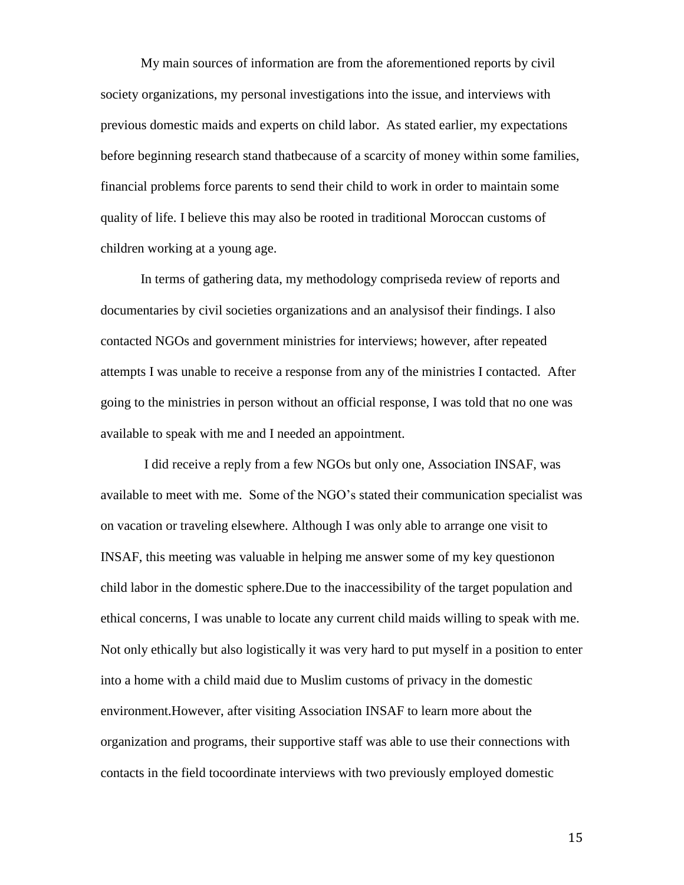My main sources of information are from the aforementioned reports by civil society organizations, my personal investigations into the issue, and interviews with previous domestic maids and experts on child labor. As stated earlier, my expectations before beginning research stand thatbecause of a scarcity of money within some families, financial problems force parents to send their child to work in order to maintain some quality of life. I believe this may also be rooted in traditional Moroccan customs of children working at a young age.

In terms of gathering data, my methodology compriseda review of reports and documentaries by civil societies organizations and an analysisof their findings. I also contacted NGOs and government ministries for interviews; however, after repeated attempts I was unable to receive a response from any of the ministries I contacted. After going to the ministries in person without an official response, I was told that no one was available to speak with me and I needed an appointment.

I did receive a reply from a few NGOs but only one, Association INSAF, was available to meet with me. Some of the NGO's stated their communication specialist was on vacation or traveling elsewhere. Although I was only able to arrange one visit to INSAF, this meeting was valuable in helping me answer some of my key questionon child labor in the domestic sphere.Due to the inaccessibility of the target population and ethical concerns, I was unable to locate any current child maids willing to speak with me. Not only ethically but also logistically it was very hard to put myself in a position to enter into a home with a child maid due to Muslim customs of privacy in the domestic environment.However, after visiting Association INSAF to learn more about the organization and programs, their supportive staff was able to use their connections with contacts in the field tocoordinate interviews with two previously employed domestic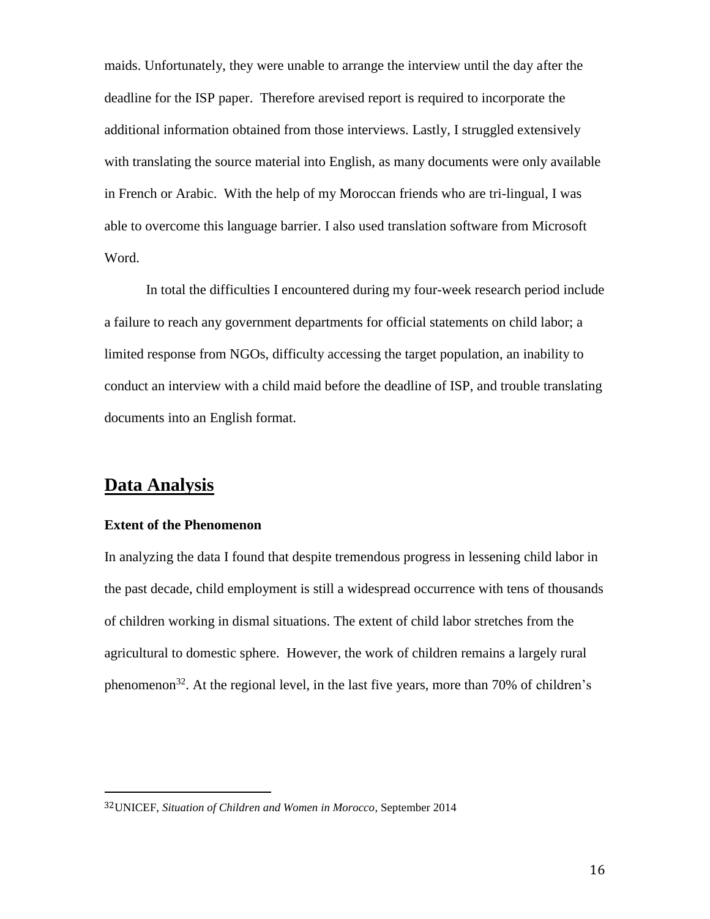maids. Unfortunately, they were unable to arrange the interview until the day after the deadline for the ISP paper. Therefore arevised report is required to incorporate the additional information obtained from those interviews. Lastly, I struggled extensively with translating the source material into English, as many documents were only available in French or Arabic. With the help of my Moroccan friends who are tri-lingual, I was able to overcome this language barrier. I also used translation software from Microsoft Word.

In total the difficulties I encountered during my four-week research period include a failure to reach any government departments for official statements on child labor; a limited response from NGOs, difficulty accessing the target population, an inability to conduct an interview with a child maid before the deadline of ISP, and trouble translating documents into an English format.

## Data Analysis

### Extent of the Phenomenon

In analyzing the data I found that despite tremendous progress in lessening child labor in the past decade, child employment is still a widespread occurrence with tens of thousands of children working in dismal situations. The extent of child labor stretches from the agricultural to domestic sphere. However, the work of children remains a largely rural phenomenon[32]. At the regional level, in the last five years, more than 70% of children's

---

[32] UNICEF, *Situation of Children and Women in Morocco*, September 2014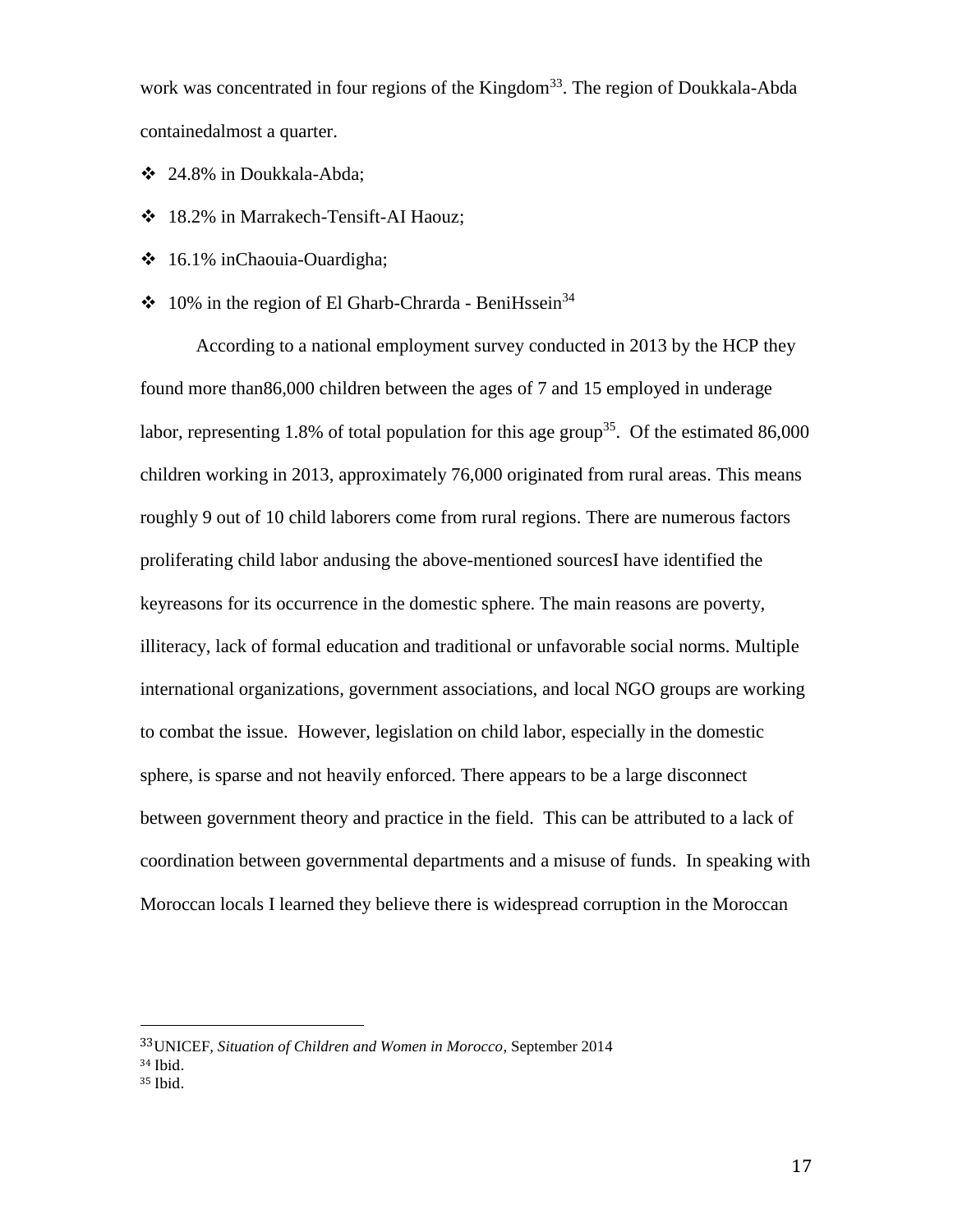work was concentrated in four regions of the Kingdom[33]. The region of Doukkala-Abda containedalmost a quarter.

- 24.8% in Doukkala-Abda;
- 18.2% in Marrakech-Tensift-AI Haouz;
- 16.1% inChaouia-Ouardigha;
- 10% in the region of El Gharb-Chrarda - BeniHssein[34]

According to a national employment survey conducted in 2013 by the HCP they found more than86,000 children between the ages of 7 and 15 employed in underage labor, representing 1.8% of total population for this age group[35]. Of the estimated 86,000 children working in 2013, approximately 76,000 originated from rural areas. This means roughly 9 out of 10 child laborers come from rural regions. There are numerous factors proliferating child labor andusing the above-mentioned sourcesI have identified the keyreasons for its occurrence in the domestic sphere. The main reasons are poverty, illiteracy, lack of formal education and traditional or unfavorable social norms. Multiple international organizations, government associations, and local NGO groups are working to combat the issue. However, legislation on child labor, especially in the domestic sphere, is sparse and not heavily enforced. There appears to be a large disconnect between government theory and practice in the field. This can be attributed to a lack of coordination between governmental departments and a misuse of funds. In speaking with Moroccan locals I learned they believe there is widespread corruption in the Moroccan

---

[33] UNICEF, *Situation of Children and Women in Morocco*, September 2014

[34] Ibid.

[35] Ibid.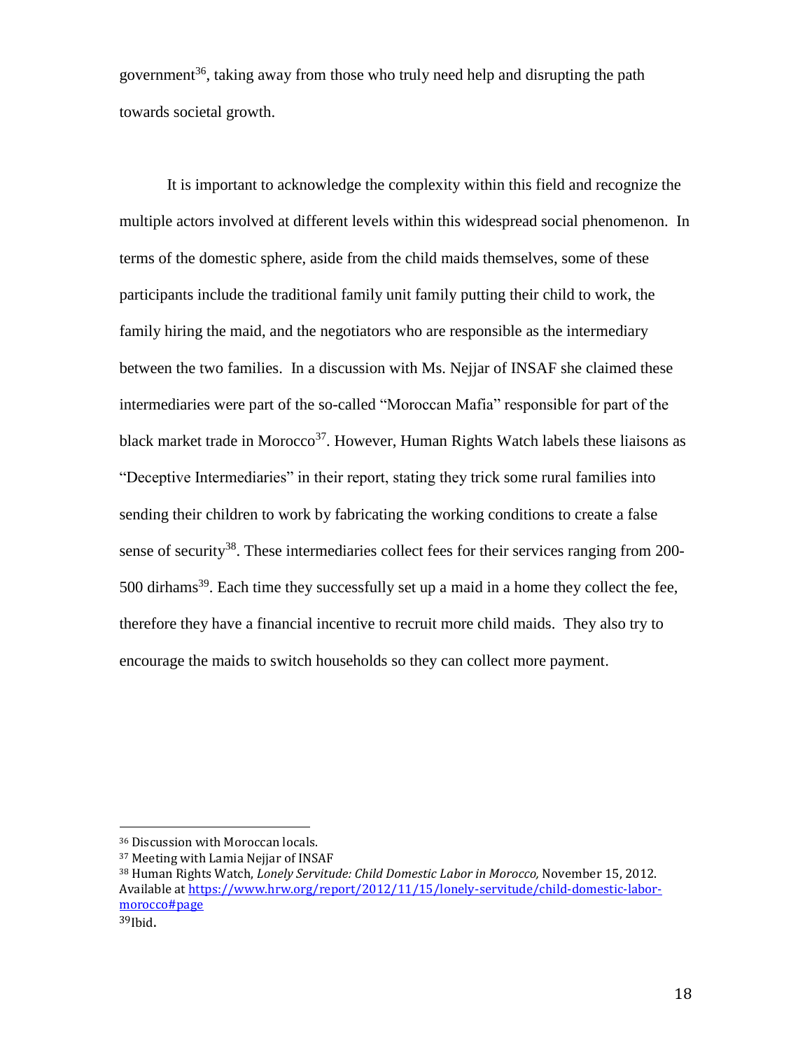government[36], taking away from those who truly need help and disrupting the path towards societal growth.

It is important to acknowledge the complexity within this field and recognize the multiple actors involved at different levels within this widespread social phenomenon. In terms of the domestic sphere, aside from the child maids themselves, some of these participants include the traditional family unit family putting their child to work, the family hiring the maid, and the negotiators who are responsible as the intermediary between the two families. In a discussion with Ms. Nejjar of INSAF she claimed these intermediaries were part of the so-called "Moroccan Mafia" responsible for part of the black market trade in Morocco[37]. However, Human Rights Watch labels these liaisons as "Deceptive Intermediaries" in their report, stating they trick some rural families into sending their children to work by fabricating the working conditions to create a false sense of security[38]. These intermediaries collect fees for their services ranging from 200-500 dirhams[39]. Each time they successfully set up a maid in a home they collect the fee, therefore they have a financial incentive to recruit more child maids. They also try to encourage the maids to switch households so they can collect more payment.

---

[36] Discussion with Moroccan locals.

[37] Meeting with Lamia Nejjar of INSAF

[38] Human Rights Watch, *Lonely Servitude: Child Domestic Labor in Morocco,* November 15, 2012. Available at https://www.hrw.org/report/2012/11/15/lonely-servitude/child-domestic-labor-morocco#page

[39] Ibid.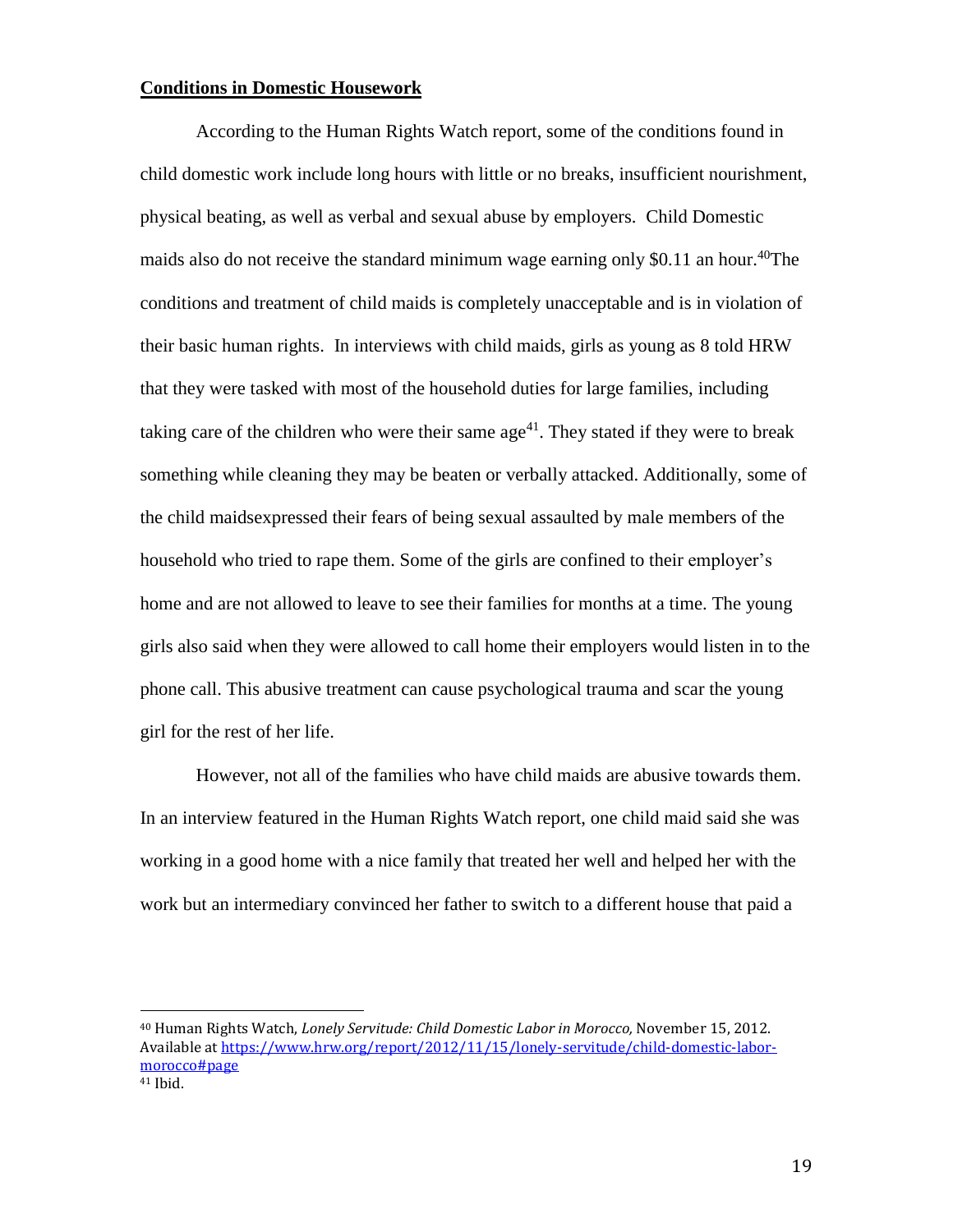## Conditions in Domestic Housework

According to the Human Rights Watch report, some of the conditions found in child domestic work include long hours with little or no breaks, insufficient nourishment, physical beating, as well as verbal and sexual abuse by employers. Child Domestic maids also do not receive the standard minimum wage earning only $0.11 an hour.[40]The conditions and treatment of child maids is completely unacceptable and is in violation of their basic human rights. In interviews with child maids, girls as young as 8 told HRW that they were tasked with most of the household duties for large families, including taking care of the children who were their same age[41]. They stated if they were to break something while cleaning they may be beaten or verbally attacked. Additionally, some of the child maidsexpressed their fears of being sexual assaulted by male members of the household who tried to rape them. Some of the girls are confined to their employer's home and are not allowed to leave to see their families for months at a time. The young girls also said when they were allowed to call home their employers would listen in to the phone call. This abusive treatment can cause psychological trauma and scar the young girl for the rest of her life.

However, not all of the families who have child maids are abusive towards them. In an interview featured in the Human Rights Watch report, one child maid said she was working in a good home with a nice family that treated her well and helped her with the work but an intermediary convinced her father to switch to a different house that paid a

---

[40] Human Rights Watch, *Lonely Servitude: Child Domestic Labor in Morocco,* November 15, 2012. Available at https://www.hrw.org/report/2012/11/15/lonely-servitude/child-domestic-labor-morocco#page

[41] Ibid.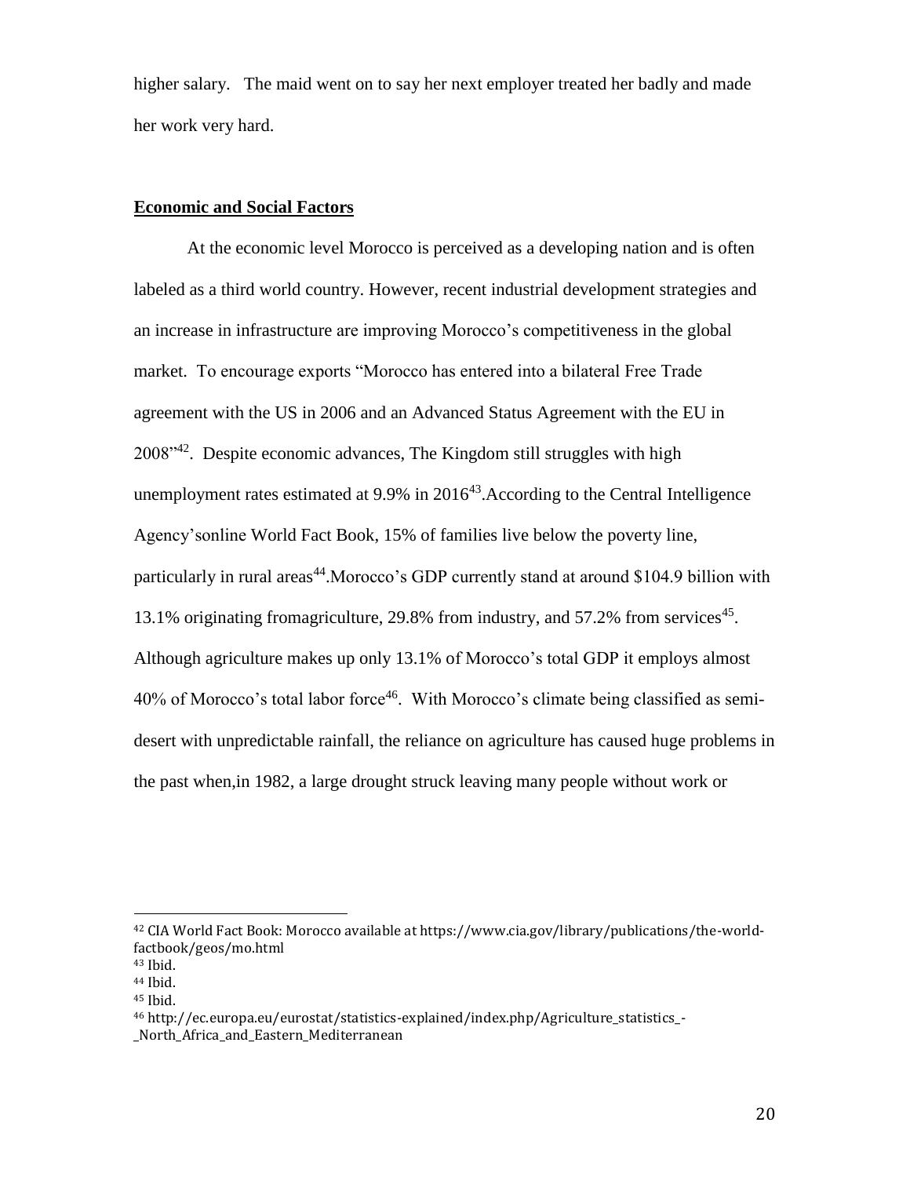higher salary. The maid went on to say her next employer treated her badly and made her work very hard.

## Economic and Social Factors

At the economic level Morocco is perceived as a developing nation and is often labeled as a third world country. However, recent industrial development strategies and an increase in infrastructure are improving Morocco's competitiveness in the global market. To encourage exports "Morocco has entered into a bilateral Free Trade agreement with the US in 2006 and an Advanced Status Agreement with the EU in 2008"[42]. Despite economic advances, The Kingdom still struggles with high unemployment rates estimated at 9.9% in 2016[43].According to the Central Intelligence Agency'sonline World Fact Book, 15% of families live below the poverty line, particularly in rural areas[44].Morocco's GDP currently stand at around $104.9 billion with 13.1% originating fromagriculture, 29.8% from industry, and 57.2% from services[45]. Although agriculture makes up only 13.1% of Morocco's total GDP it employs almost 40% of Morocco's total labor force[46]. With Morocco's climate being classified as semi-desert with unpredictable rainfall, the reliance on agriculture has caused huge problems in the past when,in 1982, a large drought struck leaving many people without work or

---

[42] CIA World Fact Book: Morocco available at https://www.cia.gov/library/publications/the-world-factbook/geos/mo.html

[43] Ibid.

[44] Ibid.

[45] Ibid.

[46] http://ec.europa.eu/eurostat/statistics-explained/index.php/Agriculture_statistics_-_North_Africa_and_Eastern_Mediterranean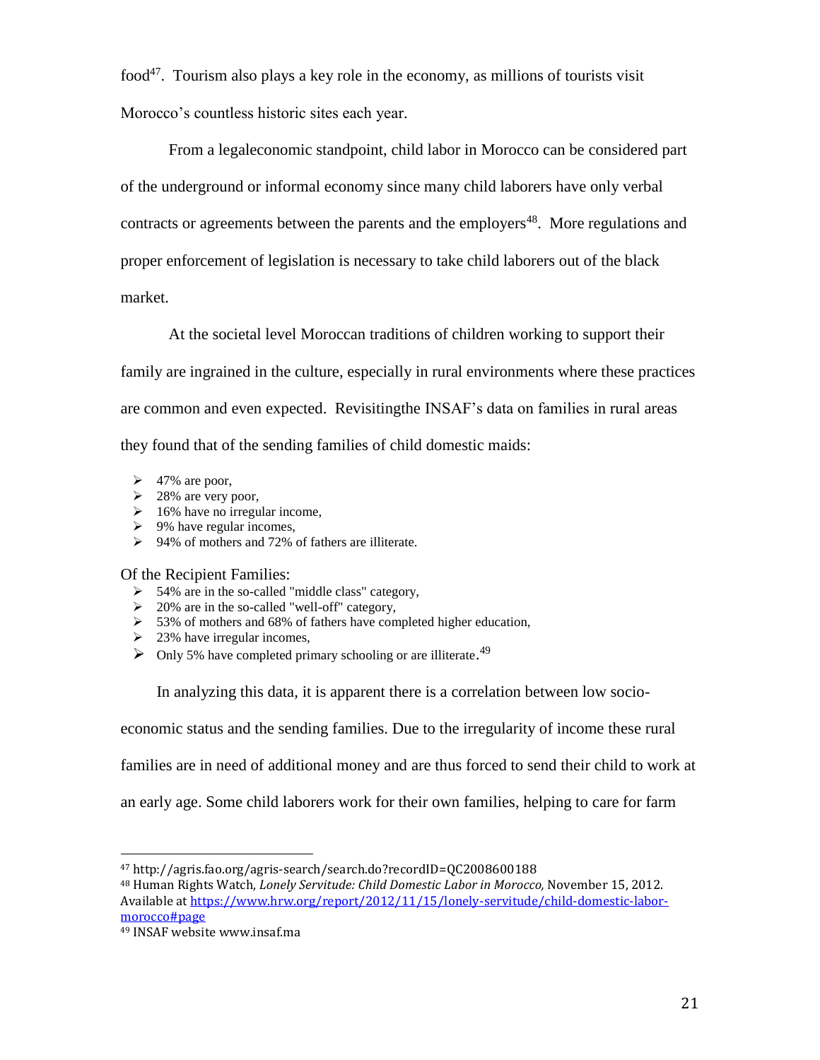food[47]. Tourism also plays a key role in the economy, as millions of tourists visit Morocco's countless historic sites each year.

From a legaleconomic standpoint, child labor in Morocco can be considered part of the underground or informal economy since many child laborers have only verbal contracts or agreements between the parents and the employers[48]. More regulations and proper enforcement of legislation is necessary to take child laborers out of the black market.

At the societal level Moroccan traditions of children working to support their family are ingrained in the culture, especially in rural environments where these practices are common and even expected. Revisitingthe INSAF's data on families in rural areas they found that of the sending families of child domestic maids:

- 47% are poor,
- 28% are very poor,
- 16% have no irregular income,
- 9% have regular incomes,
- 94% of mothers and 72% of fathers are illiterate.

Of the Recipient Families:

- 54% are in the so-called "middle class" category,
- 20% are in the so-called "well-off" category,
- 53% of mothers and 68% of fathers have completed higher education,
- 23% have irregular incomes,
- Only 5% have completed primary schooling or are illiterate.[49]

In analyzing this data, it is apparent there is a correlation between low socio-economic status and the sending families. Due to the irregularity of income these rural families are in need of additional money and are thus forced to send their child to work at an early age. Some child laborers work for their own families, helping to care for farm

---

[47] http://agris.fao.org/agris-search/search.do?recordID=QC2008600188

[48] Human Rights Watch, *Lonely Servitude: Child Domestic Labor in Morocco,* November 15, 2012. Available at https://www.hrw.org/report/2012/11/15/lonely-servitude/child-domestic-labor-morocco#page

[49] INSAF website www.insaf.ma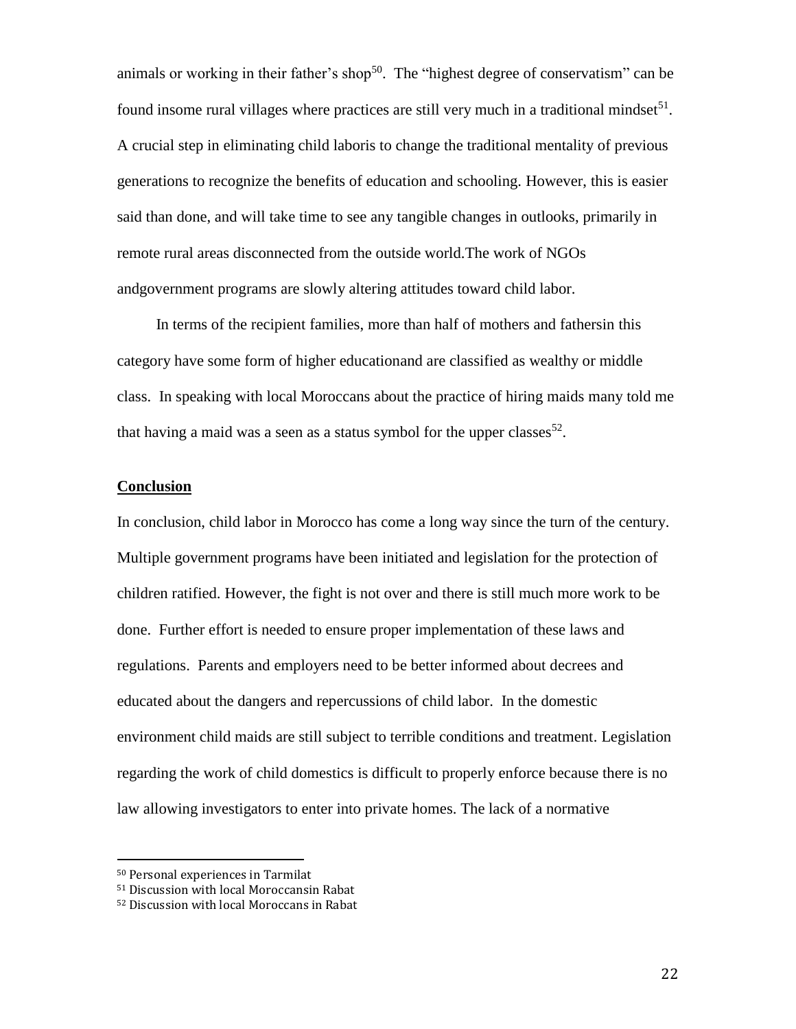animals or working in their father's shop[50]. The "highest degree of conservatism" can be found insome rural villages where practices are still very much in a traditional mindset[51]. A crucial step in eliminating child laboris to change the traditional mentality of previous generations to recognize the benefits of education and schooling. However, this is easier said than done, and will take time to see any tangible changes in outlooks, primarily in remote rural areas disconnected from the outside world.The work of NGOs andgovernment programs are slowly altering attitudes toward child labor.

In terms of the recipient families, more than half of mothers and fathersin this category have some form of higher educationand are classified as wealthy or middle class. In speaking with local Moroccans about the practice of hiring maids many told me that having a maid was a seen as a status symbol for the upper classes[52].

**Conclusion**

In conclusion, child labor in Morocco has come a long way since the turn of the century. Multiple government programs have been initiated and legislation for the protection of children ratified. However, the fight is not over and there is still much more work to be done. Further effort is needed to ensure proper implementation of these laws and regulations. Parents and employers need to be better informed about decrees and educated about the dangers and repercussions of child labor. In the domestic environment child maids are still subject to terrible conditions and treatment. Legislation regarding the work of child domestics is difficult to properly enforce because there is no law allowing investigators to enter into private homes. The lack of a normative

---

[50] Personal experiences in Tarmilat

[51] Discussion with local Moroccansin Rabat

[52] Discussion with local Moroccans in Rabat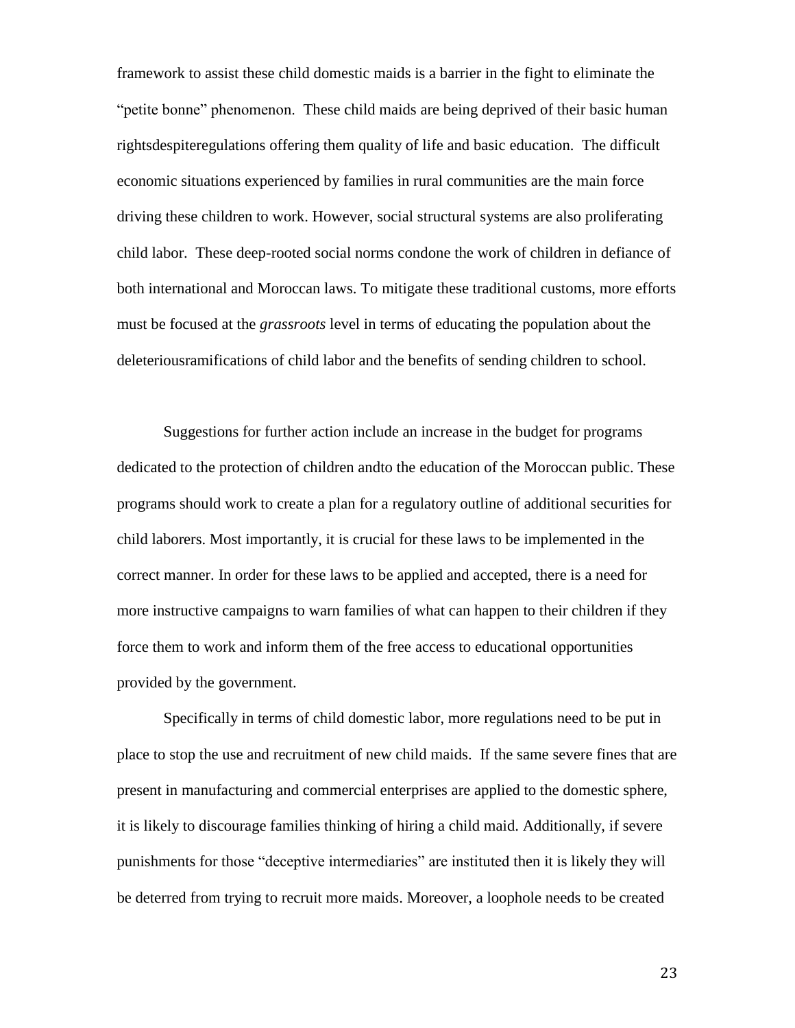framework to assist these child domestic maids is a barrier in the fight to eliminate the "petite bonne" phenomenon. These child maids are being deprived of their basic human rightsdespiteregulations offering them quality of life and basic education. The difficult economic situations experienced by families in rural communities are the main force driving these children to work. However, social structural systems are also proliferating child labor. These deep-rooted social norms condone the work of children in defiance of both international and Moroccan laws. To mitigate these traditional customs, more efforts must be focused at the *grassroots* level in terms of educating the population about the deleteriousramifications of child labor and the benefits of sending children to school.

Suggestions for further action include an increase in the budget for programs dedicated to the protection of children andto the education of the Moroccan public. These programs should work to create a plan for a regulatory outline of additional securities for child laborers. Most importantly, it is crucial for these laws to be implemented in the correct manner. In order for these laws to be applied and accepted, there is a need for more instructive campaigns to warn families of what can happen to their children if they force them to work and inform them of the free access to educational opportunities provided by the government.

Specifically in terms of child domestic labor, more regulations need to be put in place to stop the use and recruitment of new child maids. If the same severe fines that are present in manufacturing and commercial enterprises are applied to the domestic sphere, it is likely to discourage families thinking of hiring a child maid. Additionally, if severe punishments for those "deceptive intermediaries" are instituted then it is likely they will be deterred from trying to recruit more maids. Moreover, a loophole needs to be created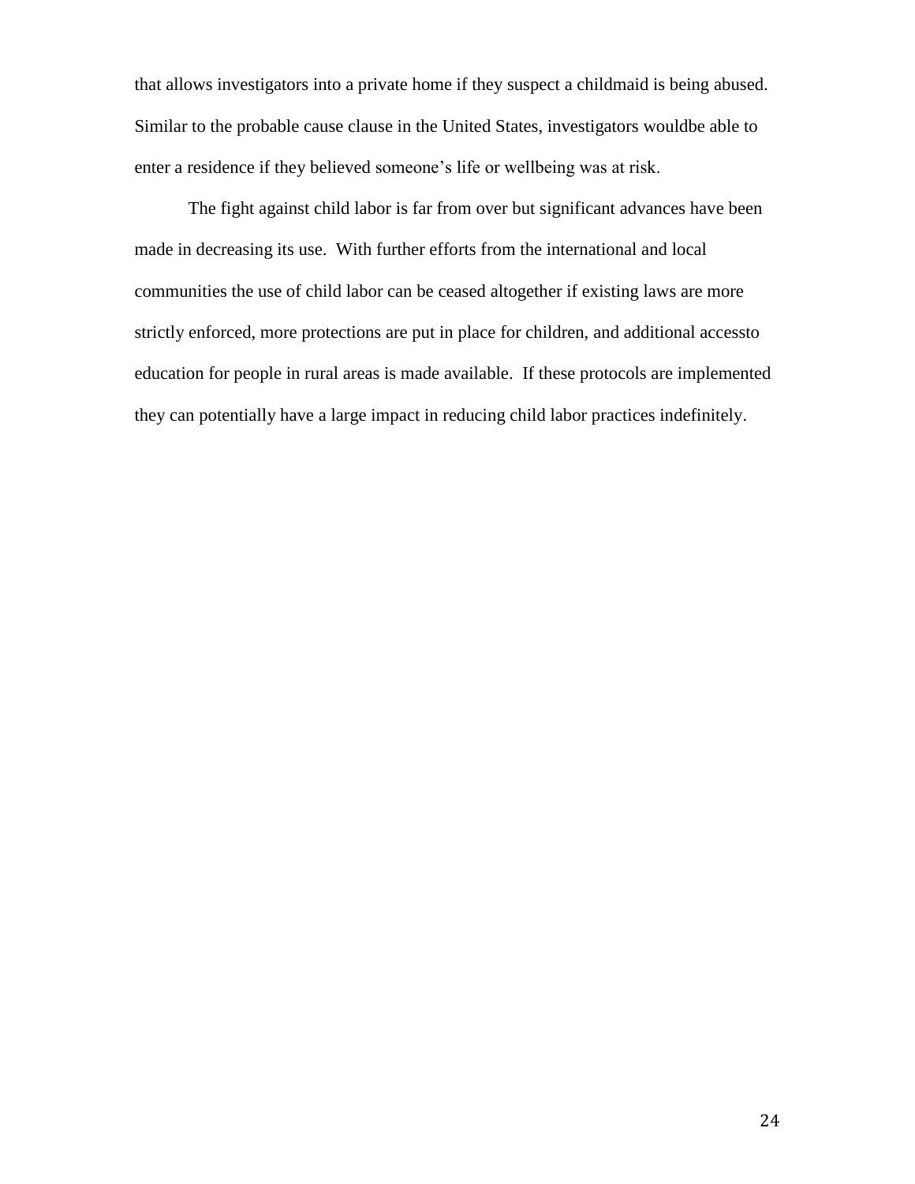that allows investigators into a private home if they suspect a childmaid is being abused. Similar to the probable cause clause in the United States, investigators wouldbe able to enter a residence if they believed someone's life or wellbeing was at risk.

The fight against child labor is far from over but significant advances have been made in decreasing its use. With further efforts from the international and local communities the use of child labor can be ceased altogether if existing laws are more strictly enforced, more protections are put in place for children, and additional accessto education for people in rural areas is made available. If these protocols are implemented they can potentially have a large impact in reducing child labor practices indefinitely.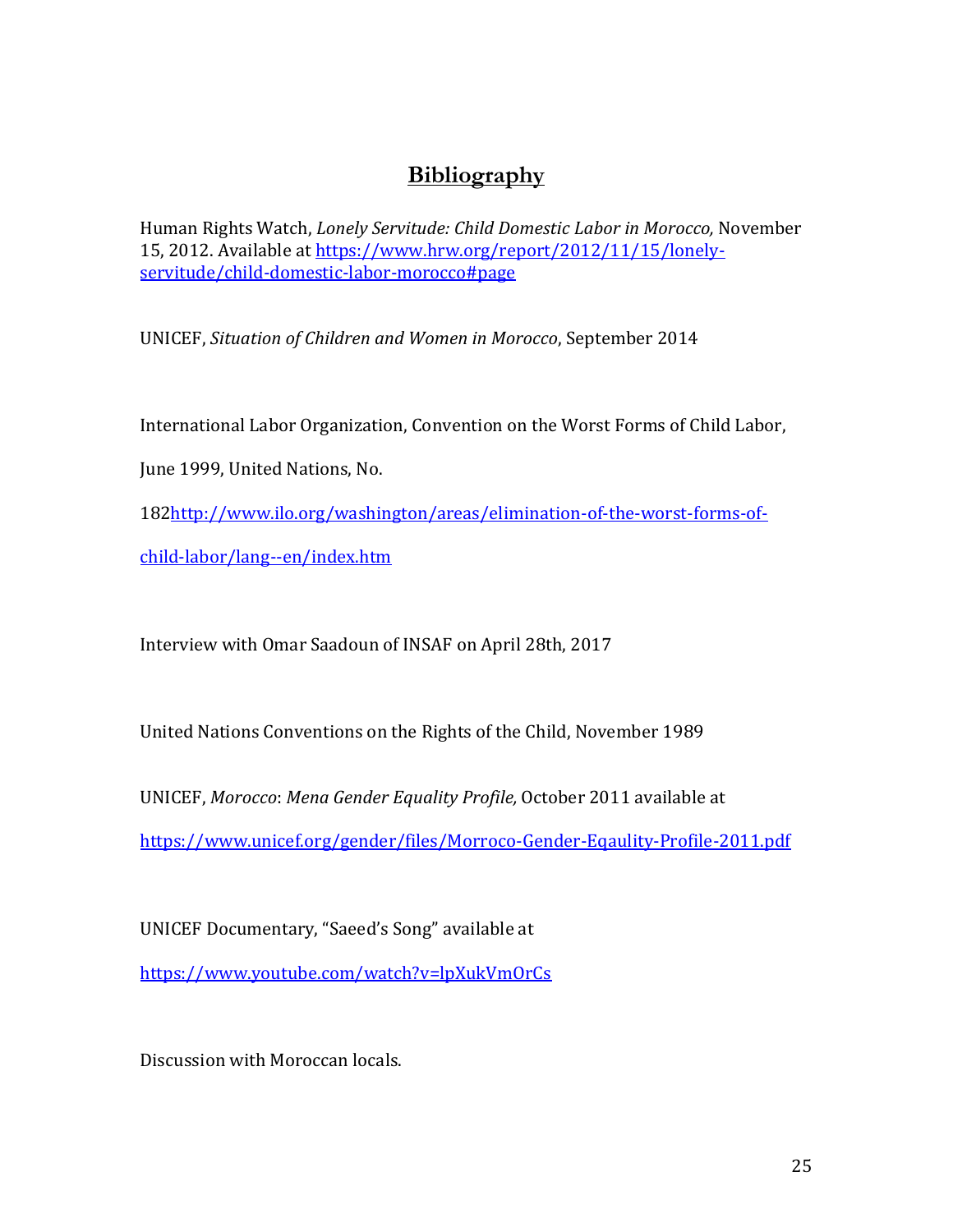# Bibliography

Human Rights Watch, *Lonely Servitude: Child Domestic Labor in Morocco,* November 15, 2012. Available at https://www.hrw.org/report/2012/11/15/lonely-servitude/child-domestic-labor-morocco#page

UNICEF, *Situation of Children and Women in Morocco*, September 2014

International Labor Organization, Convention on the Worst Forms of Child Labor, June 1999, United Nations, No. 182http://www.ilo.org/washington/areas/elimination-of-the-worst-forms-of-child-labor/lang--en/index.htm

Interview with Omar Saadoun of INSAF on April 28th, 2017

United Nations Conventions on the Rights of the Child, November 1989

UNICEF, *Morocco*: *Mena Gender Equality Profile,* October 2011 available at https://www.unicef.org/gender/files/Morroco-Gender-Eqaulity-Profile-2011.pdf

UNICEF Documentary, "Saeed's Song" available at https://www.youtube.com/watch?v=lpXukVmOrCs

Discussion with Moroccan locals.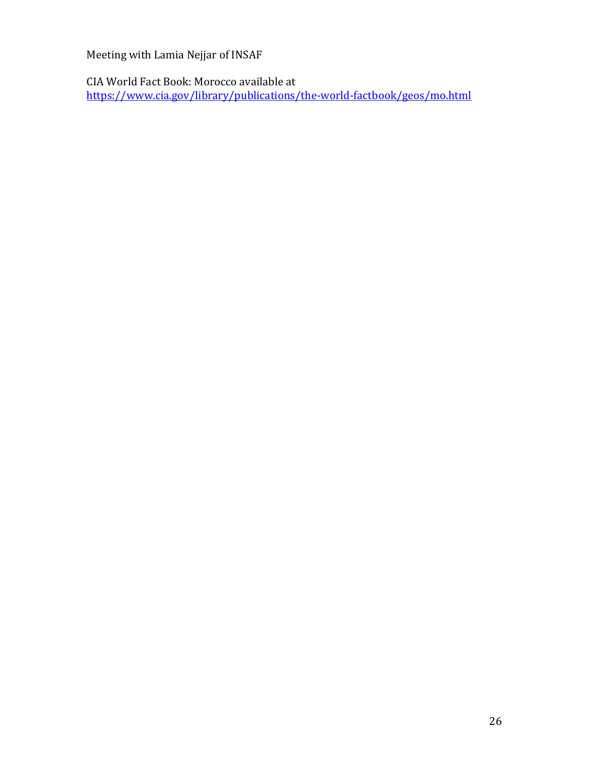Meeting with Lamia Nejjar of INSAF

CIA World Fact Book: Morocco available at
https://www.cia.gov/library/publications/the-world-factbook/geos/mo.html